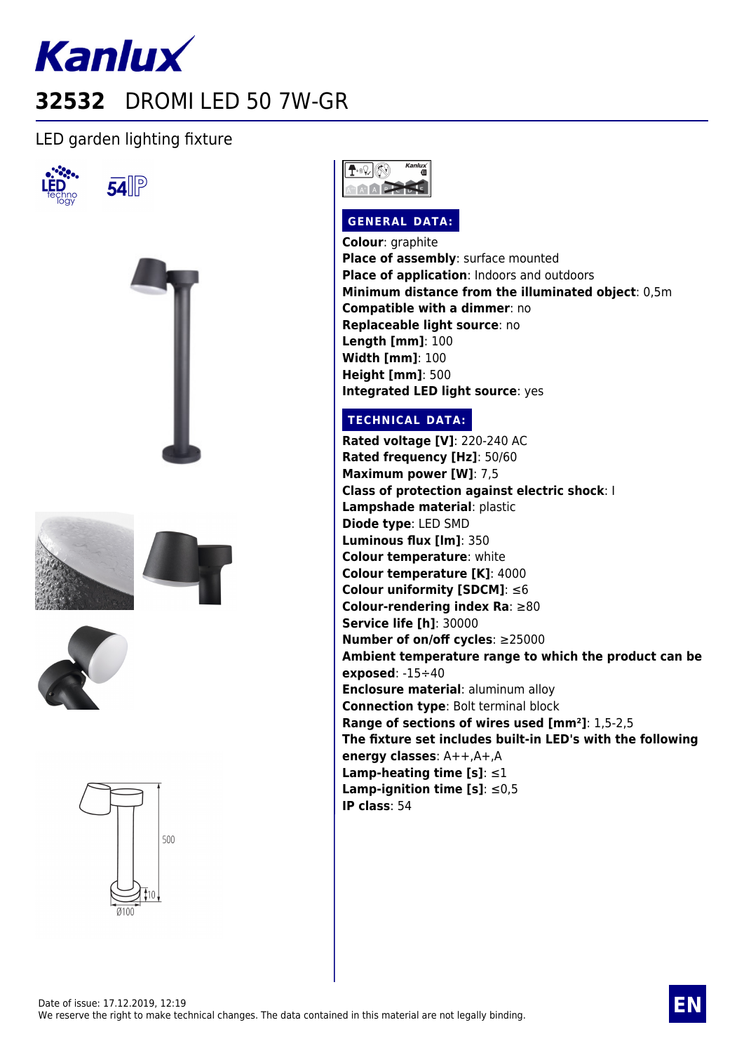# Kanlux

## 32532 DROMI LED 50 7W-GR

LED garden lighting fixture

### GENERAL DATA:

**Colour**: graphite
**Place of assembly**: surface mounted
**Place of application**: Indoors and outdoors
**Minimum distance from the illuminated object**: 0,5m
**Compatible with a dimmer**: no
**Replaceable light source**: no
**Length [mm]**: 100
**Width [mm]**: 100
**Height [mm]**: 500
**Integrated LED light source**: yes

### TECHNICAL DATA:

**Rated voltage [V]**: 220-240 AC
**Rated frequency [Hz]**: 50/60
**Maximum power [W]**: 7,5
**Class of protection against electric shock**: I
**Lampshade material**: plastic
**Diode type**: LED SMD
**Luminous flux [lm]**: 350
**Colour temperature**: white
**Colour temperature [K]**: 4000
**Colour uniformity [SDCM]**: ≤6
**Colour-rendering index Ra**: ≥80
**Service life [h]**: 30000
**Number of on/off cycles**: ≥25000
**Ambient temperature range to which the product can be exposed**: -15÷40
**Enclosure material**: aluminum alloy
**Connection type**: Bolt terminal block
**Range of sections of wires used [mm²]**: 1,5-2,5
**The fixture set includes built-in LED's with the following energy classes**: A++,A+,A
**Lamp-heating time [s]**: ≤1
**Lamp-ignition time [s]**: ≤0,5
**IP class**: 54

Date of issue: 17.12.2019, 12:19
We reserve the right to make technical changes. The data contained in this material are not legally binding.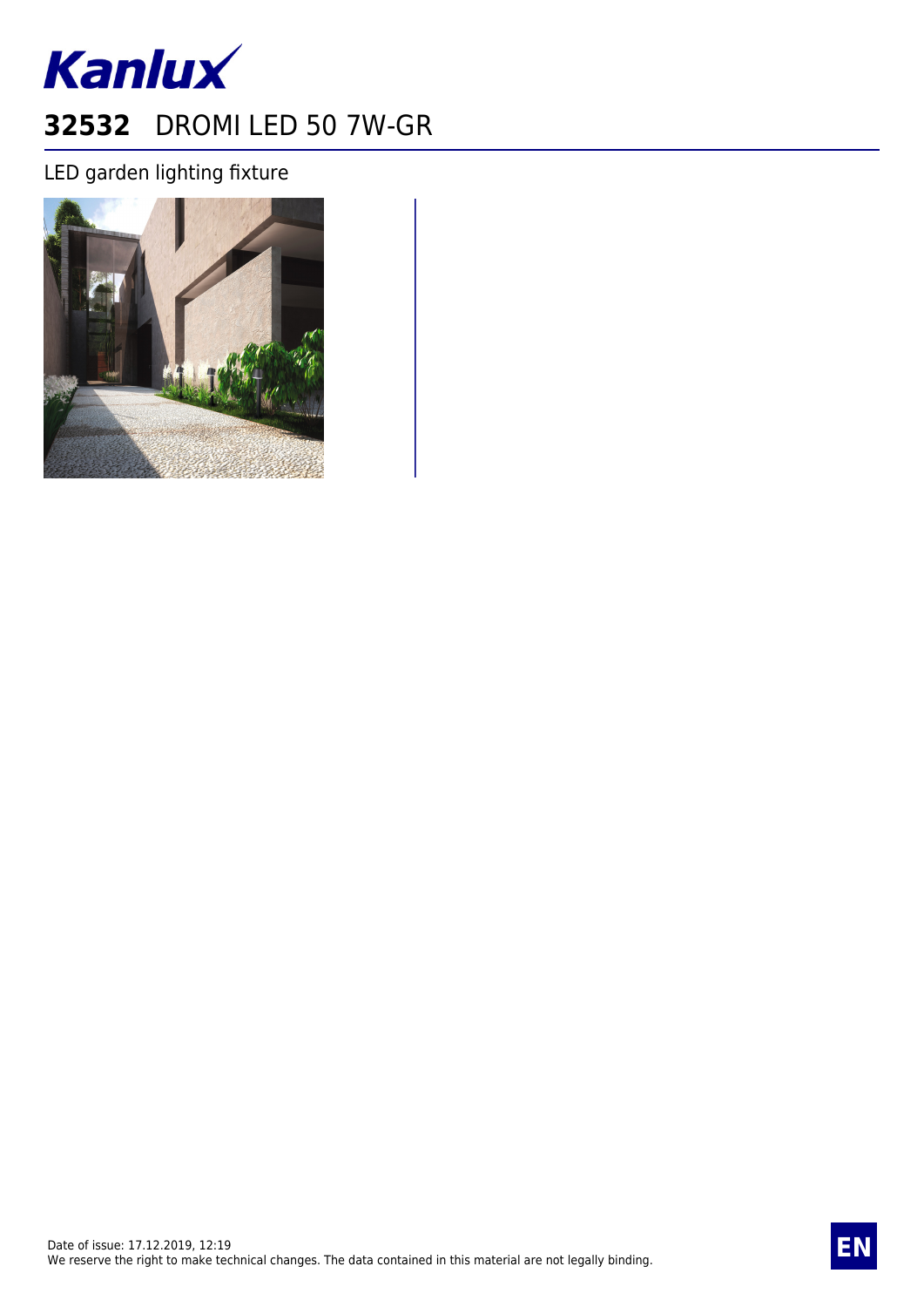# Kanlux

## 32532 DROMI LED 50 7W-GR

LED garden lighting fixture

Date of issue: 17.12.2019, 12:19
We reserve the right to make technical changes. The data contained in this material are not legally binding.

EN